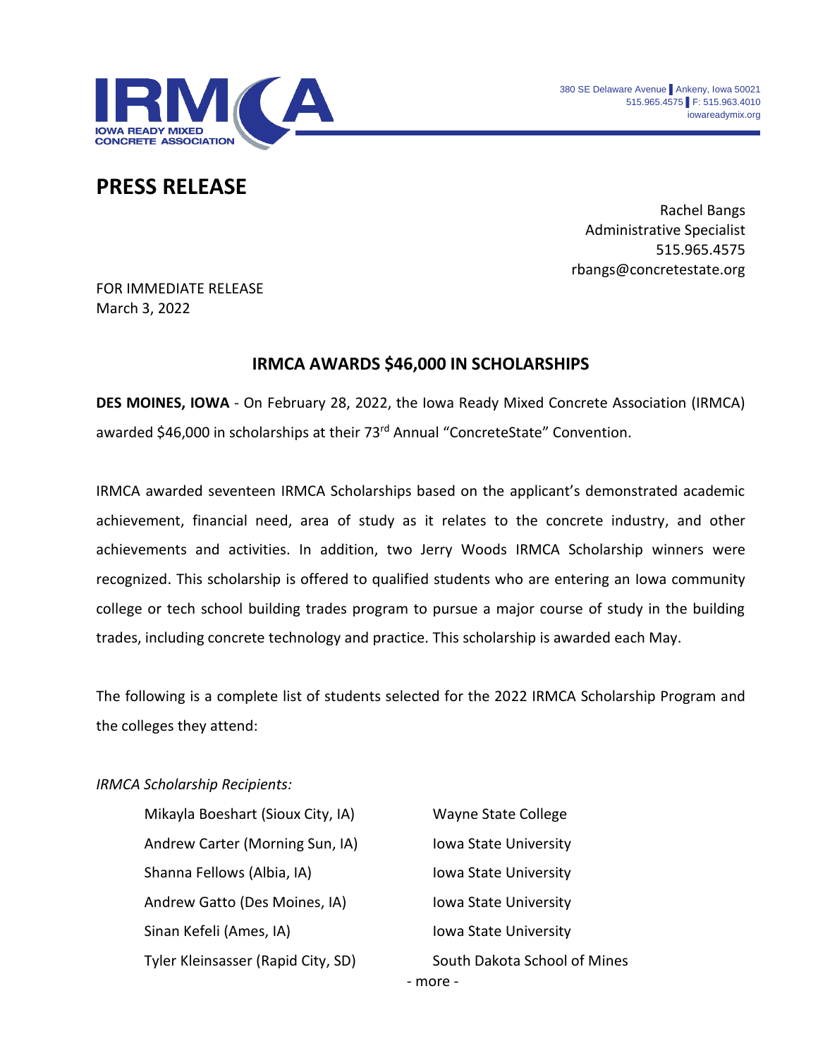IOWA READY MIXED CONCRETE ASSOCIATION

380 SE Delaware Avenue | Ankeny, Iowa 50021
515.965.4575 | F: 515.963.4010
iowareadymix.org

# PRESS RELEASE

Rachel Bangs
Administrative Specialist
515.965.4575
rbangs@concretestate.org

FOR IMMEDIATE RELEASE
March 3, 2022

## IRMCA AWARDS $46,000 IN SCHOLARSHIPS

**DES MOINES, IOWA** - On February 28, 2022, the Iowa Ready Mixed Concrete Association (IRMCA) awarded $46,000 in scholarships at their 73rd Annual "ConcreteState" Convention.

IRMCA awarded seventeen IRMCA Scholarships based on the applicant's demonstrated academic achievement, financial need, area of study as it relates to the concrete industry, and other achievements and activities. In addition, two Jerry Woods IRMCA Scholarship winners were recognized. This scholarship is offered to qualified students who are entering an Iowa community college or tech school building trades program to pursue a major course of study in the building trades, including concrete technology and practice. This scholarship is awarded each May.

The following is a complete list of students selected for the 2022 IRMCA Scholarship Program and the colleges they attend:

*IRMCA Scholarship Recipients:*

| | |
|---|---|
| Mikayla Boeshart (Sioux City, IA) | Wayne State College |
| Andrew Carter (Morning Sun, IA) | Iowa State University |
| Shanna Fellows (Albia, IA) | Iowa State University |
| Andrew Gatto (Des Moines, IA) | Iowa State University |
| Sinan Kefeli (Ames, IA) | Iowa State University |
| Tyler Kleinsasser (Rapid City, SD) | South Dakota School of Mines |

- more -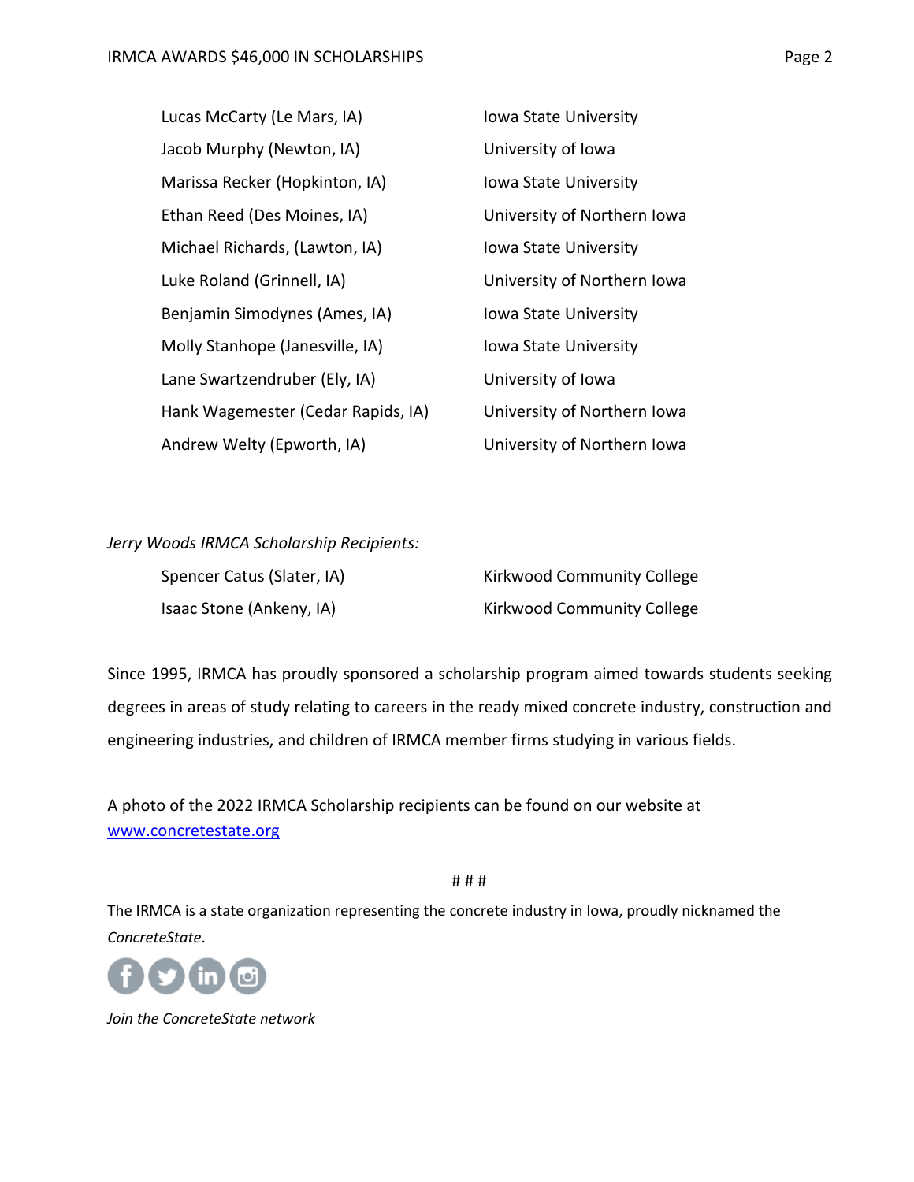| | |
|---|---|
| Lucas McCarty (Le Mars, IA) | Iowa State University |
| Jacob Murphy (Newton, IA) | University of Iowa |
| Marissa Recker (Hopkinton, IA) | Iowa State University |
| Ethan Reed (Des Moines, IA) | University of Northern Iowa |
| Michael Richards, (Lawton, IA) | Iowa State University |
| Luke Roland (Grinnell, IA) | University of Northern Iowa |
| Benjamin Simodynes (Ames, IA) | Iowa State University |
| Molly Stanhope (Janesville, IA) | Iowa State University |
| Lane Swartzendruber (Ely, IA) | University of Iowa |
| Hank Wagemester (Cedar Rapids, IA) | University of Northern Iowa |
| Andrew Welty (Epworth, IA) | University of Northern Iowa |

*Jerry Woods IRMCA Scholarship Recipients:*

| | |
|---|---|
| Spencer Catus (Slater, IA) | Kirkwood Community College |
| Isaac Stone (Ankeny, IA) | Kirkwood Community College |

Since 1995, IRMCA has proudly sponsored a scholarship program aimed towards students seeking degrees in areas of study relating to careers in the ready mixed concrete industry, construction and engineering industries, and children of IRMCA member firms studying in various fields.

A photo of the 2022 IRMCA Scholarship recipients can be found on our website at [www.concretestate.org](http://www.concretestate.org)

# # #

The IRMCA is a state organization representing the concrete industry in Iowa, proudly nicknamed the *ConcreteState*.

*Join the ConcreteState network*